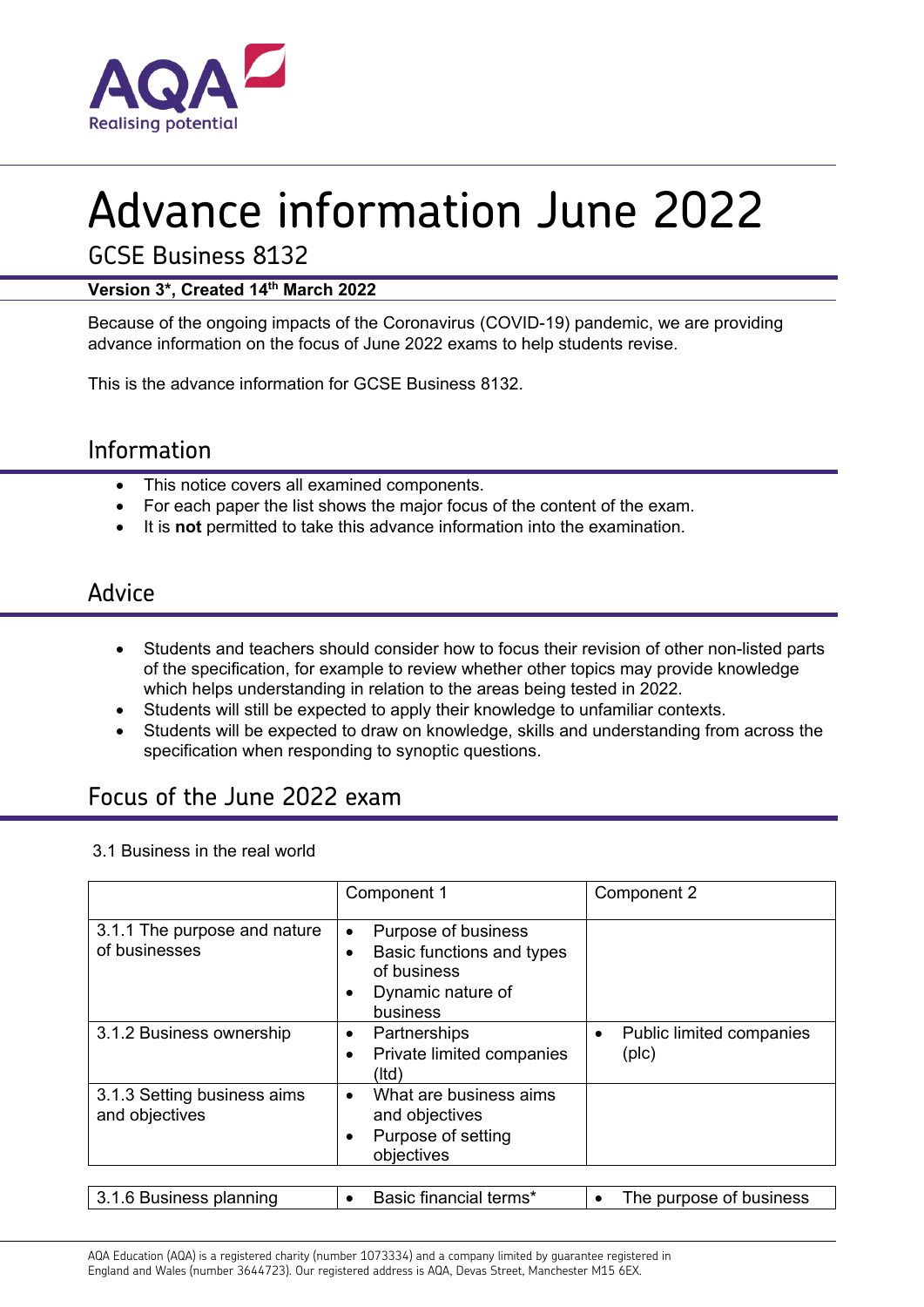AQA Realising potential

# Advance information June 2022

## GCSE Business 8132

**Version 3*, Created 14th March 2022**

Because of the ongoing impacts of the Coronavirus (COVID-19) pandemic, we are providing advance information on the focus of June 2022 exams to help students revise.

This is the advance information for GCSE Business 8132.

## Information

- This notice covers all examined components.
- For each paper the list shows the major focus of the content of the exam.
- It is **not** permitted to take this advance information into the examination.

## Advice

- Students and teachers should consider how to focus their revision of other non-listed parts of the specification, for example to review whether other topics may provide knowledge which helps understanding in relation to the areas being tested in 2022.
- Students will still be expected to apply their knowledge to unfamiliar contexts.
- Students will be expected to draw on knowledge, skills and understanding from across the specification when responding to synoptic questions.

## Focus of the June 2022 exam

3.1 Business in the real world

| | Component 1 | Component 2 |
|---|---|---|
| 3.1.1 The purpose and nature of businesses | • Purpose of business<br>• Basic functions and types of business<br>• Dynamic nature of business | |
| 3.1.2 Business ownership | • Partnerships<br>• Private limited companies (ltd) | • Public limited companies (plc) |
| 3.1.3 Setting business aims and objectives | • What are business aims and objectives<br>• Purpose of setting objectives | |

| 3.1.6 Business planning | • Basic financial terms* | • The purpose of business |
|---|---|---|

AQA Education (AQA) is a registered charity (number 1073334) and a company limited by guarantee registered in England and Wales (number 3644723). Our registered address is AQA, Devas Street, Manchester M15 6EX.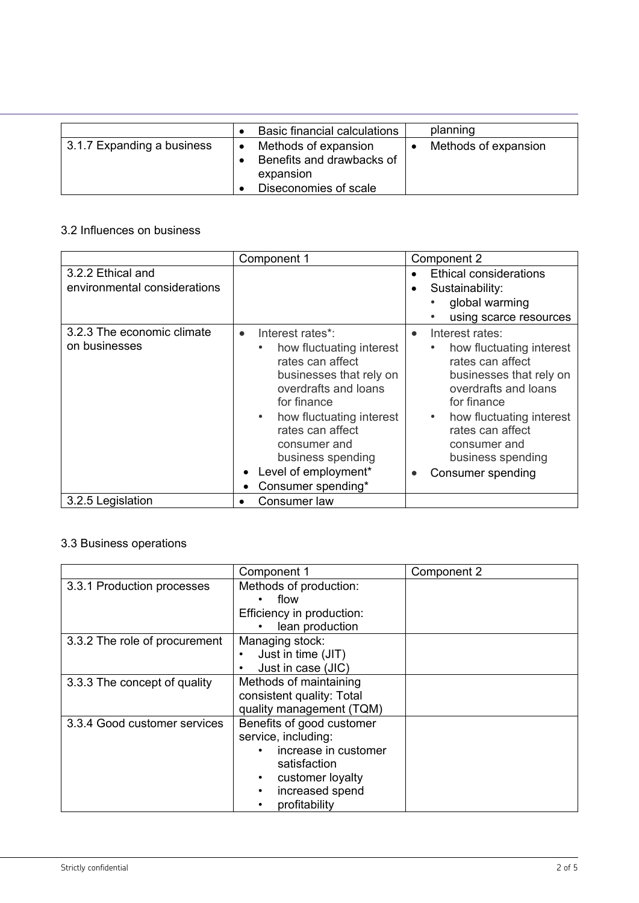| | | |
|---|---|---|
| | • Basic financial calculations | planning |
| 3.1.7 Expanding a business | • Methods of expansion<br>• Benefits and drawbacks of expansion<br>• Diseconomies of scale | • Methods of expansion |

3.2 Influences on business

| | Component 1 | Component 2 |
|---|---|---|
| 3.2.2 Ethical and environmental considerations | | • Ethical considerations<br>• Sustainability:<br>  • global warming<br>  • using scarce resources |
| 3.2.3 The economic climate on businesses | • Interest rates*:<br>  • how fluctuating interest rates can affect businesses that rely on overdrafts and loans for finance<br>  • how fluctuating interest rates can affect consumer and business spending<br>• Level of employment*<br>• Consumer spending* | • Interest rates:<br>  • how fluctuating interest rates can affect businesses that rely on overdrafts and loans for finance<br>  • how fluctuating interest rates can affect consumer and business spending<br>• Consumer spending |
| 3.2.5 Legislation | • Consumer law | |

3.3 Business operations

| | Component 1 | Component 2 |
|---|---|---|
| 3.3.1 Production processes | Methods of production:<br>• flow<br>Efficiency in production:<br>• lean production | |
| 3.3.2 The role of procurement | Managing stock:<br>• Just in time (JIT)<br>• Just in case (JIC) | |
| 3.3.3 The concept of quality | Methods of maintaining consistent quality: Total quality management (TQM) | |
| 3.3.4 Good customer services | Benefits of good customer service, including:<br>• increase in customer satisfaction<br>• customer loyalty<br>• increased spend<br>• profitability | |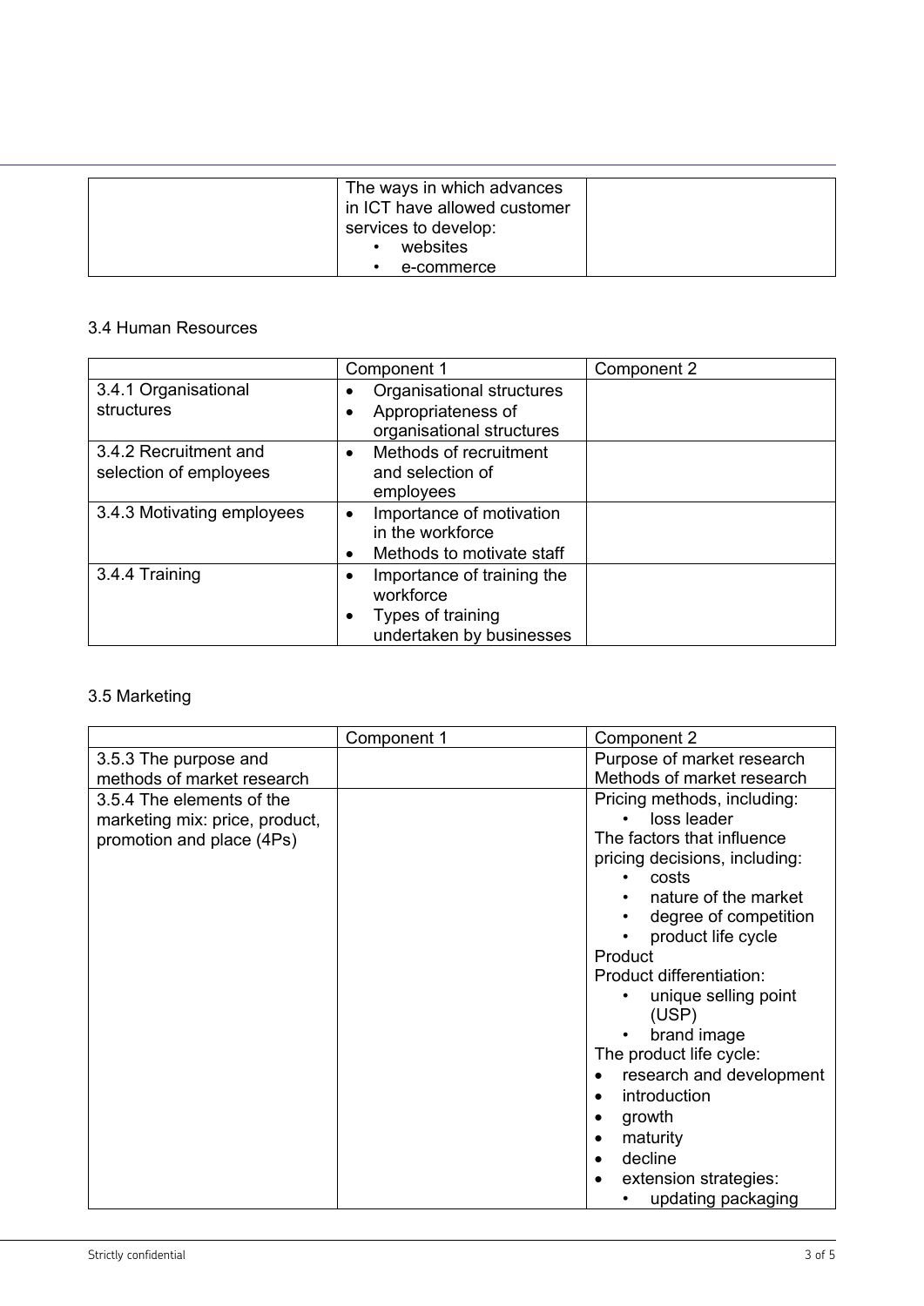| | | |
|---|---|---|
| | The ways in which advances in ICT have allowed customer services to develop:<br>• websites<br>• e-commerce | |

### 3.4 Human Resources

| | Component 1 | Component 2 |
|---|---|---|
| 3.4.1 Organisational structures | • Organisational structures<br>• Appropriateness of organisational structures | |
| 3.4.2 Recruitment and selection of employees | • Methods of recruitment and selection of employees | |
| 3.4.3 Motivating employees | • Importance of motivation in the workforce<br>• Methods to motivate staff | |
| 3.4.4 Training | • Importance of training the workforce<br>• Types of training undertaken by businesses | |

### 3.5 Marketing

| | Component 1 | Component 2 |
|---|---|---|
| 3.5.3 The purpose and methods of market research | | Purpose of market research<br>Methods of market research |
| 3.5.4 The elements of the marketing mix: price, product, promotion and place (4Ps) | | Pricing methods, including:<br>• loss leader<br>The factors that influence pricing decisions, including:<br>• costs<br>• nature of the market<br>• degree of competition<br>• product life cycle<br>Product<br>Product differentiation:<br>• unique selling point (USP)<br>• brand image<br>The product life cycle:<br>• research and development<br>• introduction<br>• growth<br>• maturity<br>• decline<br>• extension strategies:<br>• updating packaging |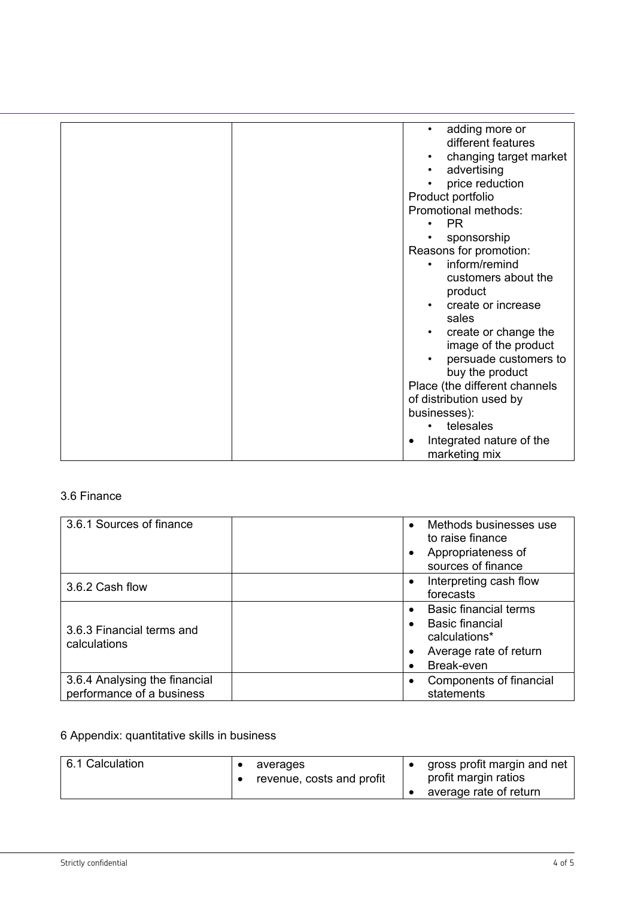| | | • adding more or different features<br>• changing target market<br>• advertising<br>• price reduction<br>Product portfolio<br>Promotional methods:<br>• PR<br>• sponsorship<br>Reasons for promotion:<br>• inform/remind customers about the product<br>• create or increase sales<br>• create or change the image of the product<br>• persuade customers to buy the product<br>Place (the different channels of distribution used by businesses):<br>• telesales<br>• Integrated nature of the marketing mix |
|---|---|---|

3.6 Finance

| 3.6.1 Sources of finance | | • Methods businesses use to raise finance<br>• Appropriateness of sources of finance |
|---|---|---|
| 3.6.2 Cash flow | | • Interpreting cash flow forecasts |
| 3.6.3 Financial terms and calculations | | • Basic financial terms<br>• Basic financial calculations*<br>• Average rate of return<br>• Break-even |
| 3.6.4 Analysing the financial performance of a business | | • Components of financial statements |

6 Appendix: quantitative skills in business

| 6.1 Calculation | • averages<br>• revenue, costs and profit | • gross profit margin and net profit margin ratios<br>• average rate of return |
|---|---|---|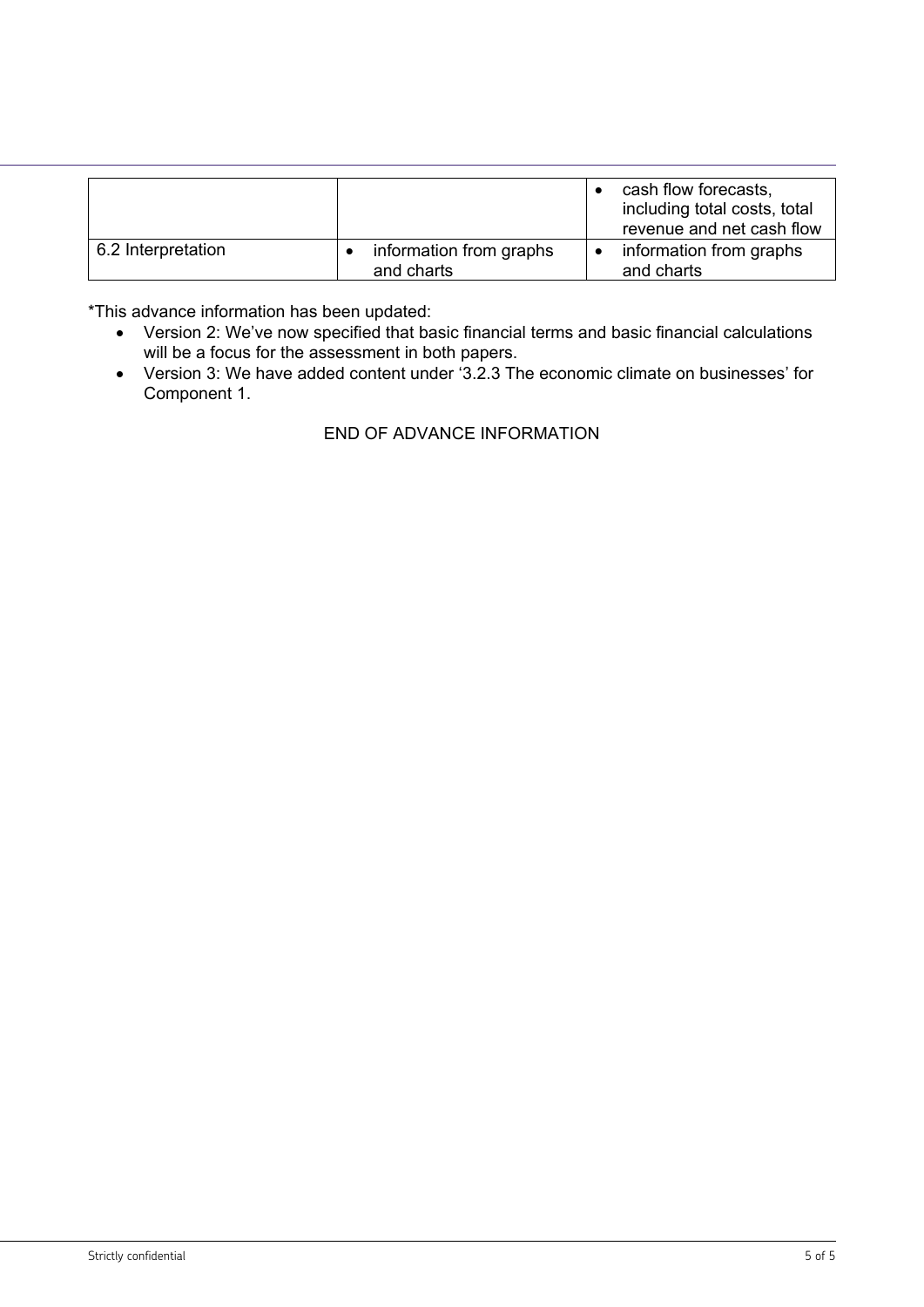| | | |
|---|---|---|
| | | • cash flow forecasts, including total costs, total revenue and net cash flow |
| 6.2 Interpretation | • information from graphs and charts | • information from graphs and charts |

*This advance information has been updated:

- Version 2: We've now specified that basic financial terms and basic financial calculations will be a focus for the assessment in both papers.
- Version 3: We have added content under '3.2.3 The economic climate on businesses' for Component 1.

END OF ADVANCE INFORMATION